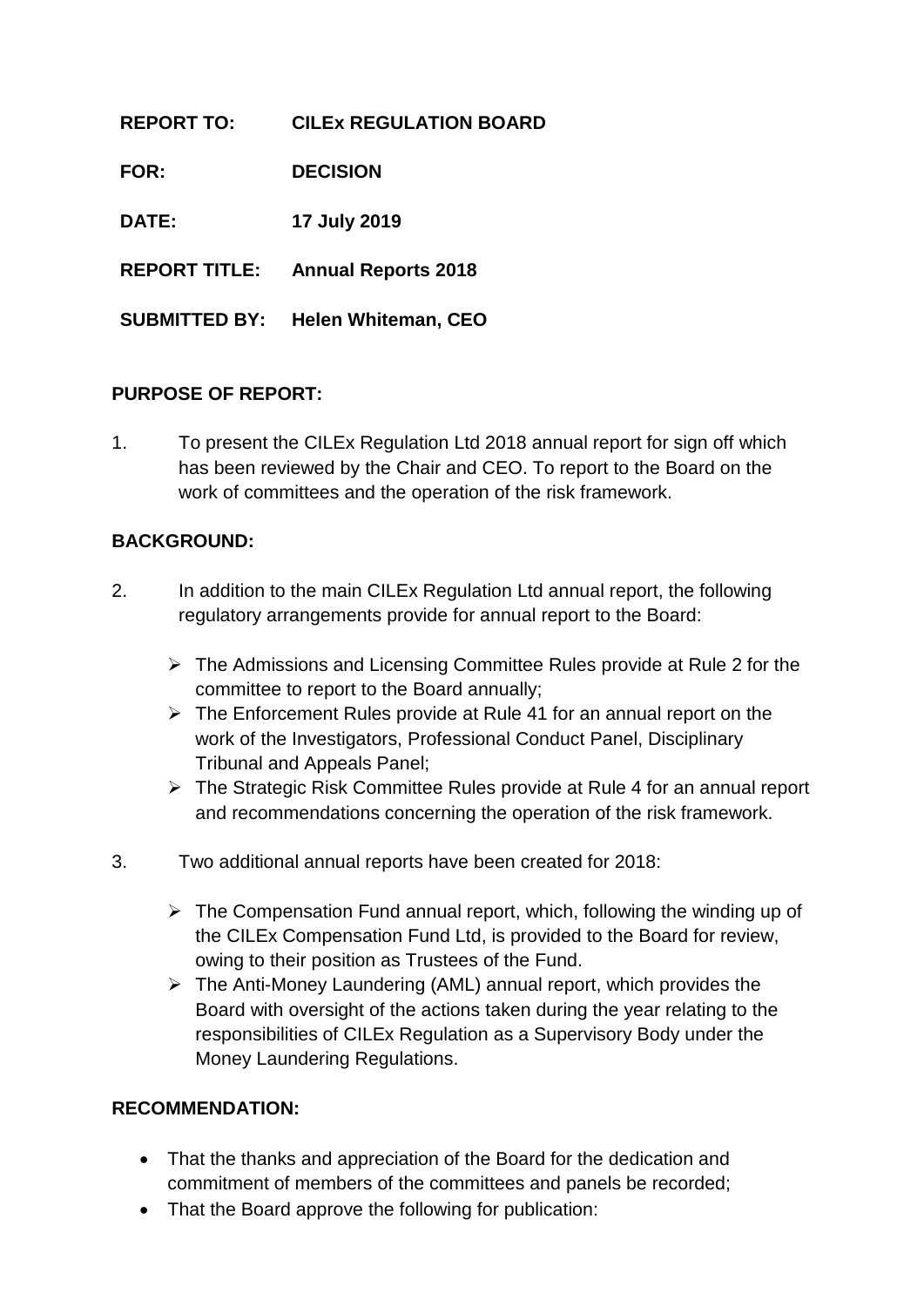**REPORT TO:** **CILEx REGULATION BOARD**

**FOR:** **DECISION**

**DATE:** **17 July 2019**

**REPORT TITLE:** **Annual Reports 2018**

**SUBMITTED BY:** **Helen Whiteman, CEO**

## PURPOSE OF REPORT:

1. To present the CILEx Regulation Ltd 2018 annual report for sign off which has been reviewed by the Chair and CEO. To report to the Board on the work of committees and the operation of the risk framework.

## BACKGROUND:

2. In addition to the main CILEx Regulation Ltd annual report, the following regulatory arrangements provide for annual report to the Board:

   - The Admissions and Licensing Committee Rules provide at Rule 2 for the committee to report to the Board annually;
   - The Enforcement Rules provide at Rule 41 for an annual report on the work of the Investigators, Professional Conduct Panel, Disciplinary Tribunal and Appeals Panel;
   - The Strategic Risk Committee Rules provide at Rule 4 for an annual report and recommendations concerning the operation of the risk framework.

3. Two additional annual reports have been created for 2018:

   - The Compensation Fund annual report, which, following the winding up of the CILEx Compensation Fund Ltd, is provided to the Board for review, owing to their position as Trustees of the Fund.
   - The Anti-Money Laundering (AML) annual report, which provides the Board with oversight of the actions taken during the year relating to the responsibilities of CILEx Regulation as a Supervisory Body under the Money Laundering Regulations.

## RECOMMENDATION:

- That the thanks and appreciation of the Board for the dedication and commitment of members of the committees and panels be recorded;
- That the Board approve the following for publication: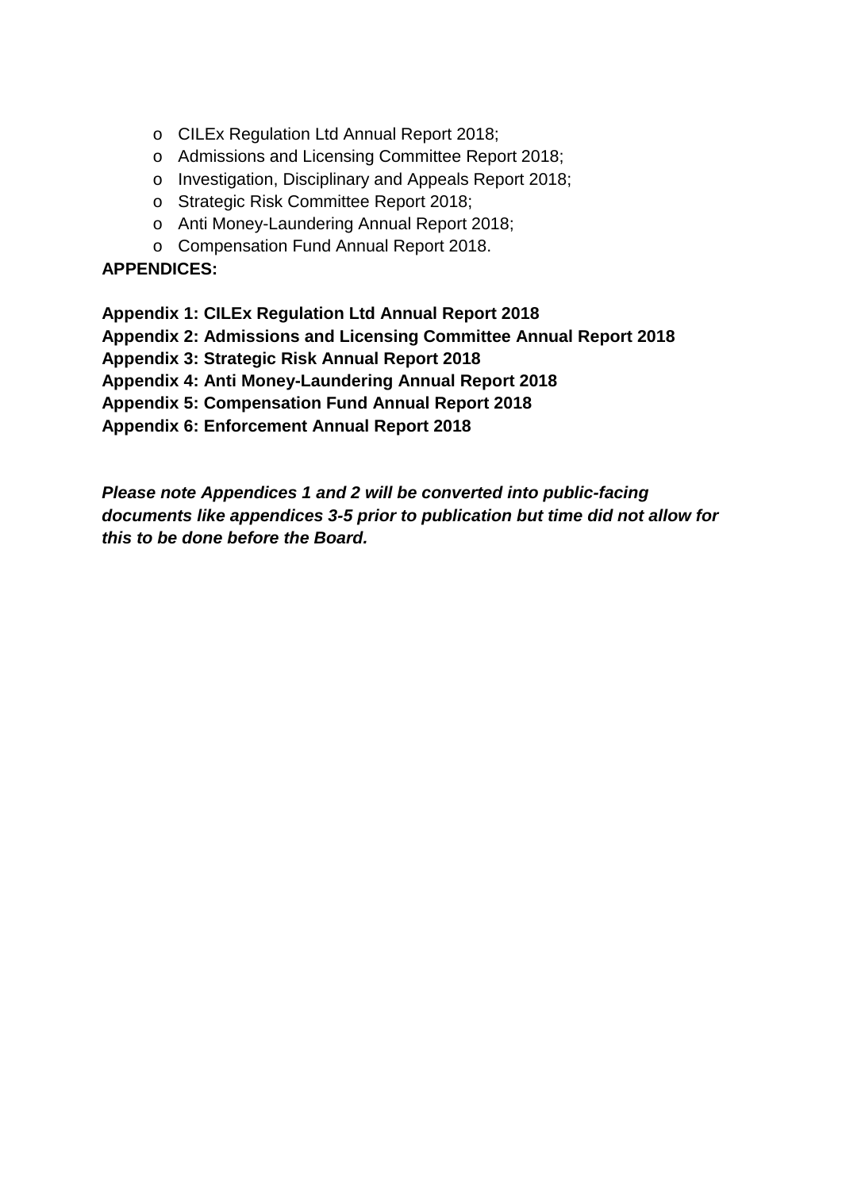- CILEx Regulation Ltd Annual Report 2018;
- Admissions and Licensing Committee Report 2018;
- Investigation, Disciplinary and Appeals Report 2018;
- Strategic Risk Committee Report 2018;
- Anti Money-Laundering Annual Report 2018;
- Compensation Fund Annual Report 2018.

**APPENDICES:**

**Appendix 1: CILEx Regulation Ltd Annual Report 2018**
**Appendix 2: Admissions and Licensing Committee Annual Report 2018**
**Appendix 3: Strategic Risk Annual Report 2018**
**Appendix 4: Anti Money-Laundering Annual Report 2018**
**Appendix 5: Compensation Fund Annual Report 2018**
**Appendix 6: Enforcement Annual Report 2018**

***Please note Appendices 1 and 2 will be converted into public-facing documents like appendices 3-5 prior to publication but time did not allow for this to be done before the Board.***